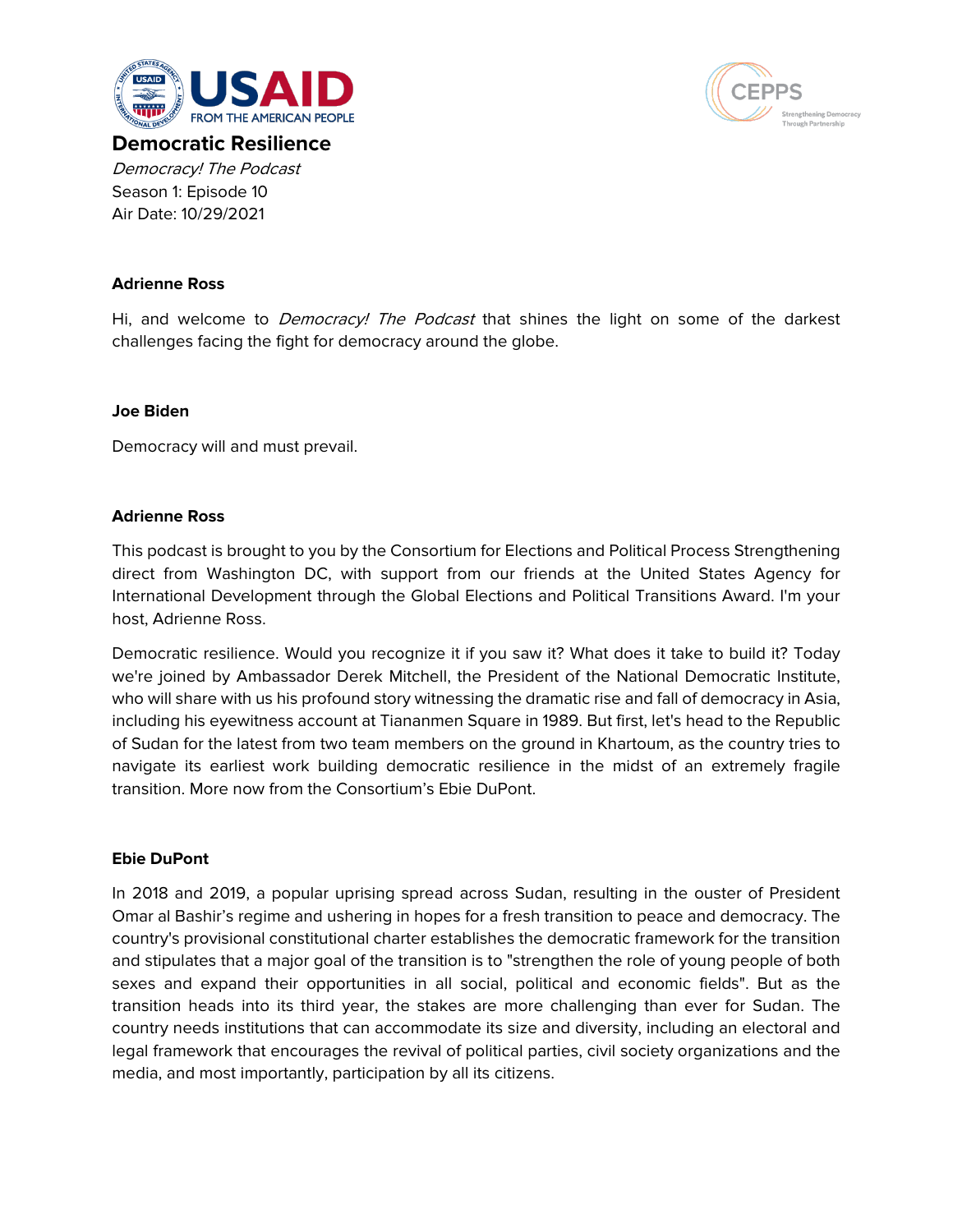# Democratic Resilience

*Democracy! The Podcast*
Season 1: Episode 10
Air Date: 10/29/2021

**Adrienne Ross**

Hi, and welcome to *Democracy! The Podcast* that shines the light on some of the darkest challenges facing the fight for democracy around the globe.

**Joe Biden**

Democracy will and must prevail.

**Adrienne Ross**

This podcast is brought to you by the Consortium for Elections and Political Process Strengthening direct from Washington DC, with support from our friends at the United States Agency for International Development through the Global Elections and Political Transitions Award. I'm your host, Adrienne Ross.

Democratic resilience. Would you recognize it if you saw it? What does it take to build it? Today we're joined by Ambassador Derek Mitchell, the President of the National Democratic Institute, who will share with us his profound story witnessing the dramatic rise and fall of democracy in Asia, including his eyewitness account at Tiananmen Square in 1989. But first, let's head to the Republic of Sudan for the latest from two team members on the ground in Khartoum, as the country tries to navigate its earliest work building democratic resilience in the midst of an extremely fragile transition. More now from the Consortium's Ebie DuPont.

**Ebie DuPont**

In 2018 and 2019, a popular uprising spread across Sudan, resulting in the ouster of President Omar al Bashir's regime and ushering in hopes for a fresh transition to peace and democracy. The country's provisional constitutional charter establishes the democratic framework for the transition and stipulates that a major goal of the transition is to "strengthen the role of young people of both sexes and expand their opportunities in all social, political and economic fields". But as the transition heads into its third year, the stakes are more challenging than ever for Sudan. The country needs institutions that can accommodate its size and diversity, including an electoral and legal framework that encourages the revival of political parties, civil society organizations and the media, and most importantly, participation by all its citizens.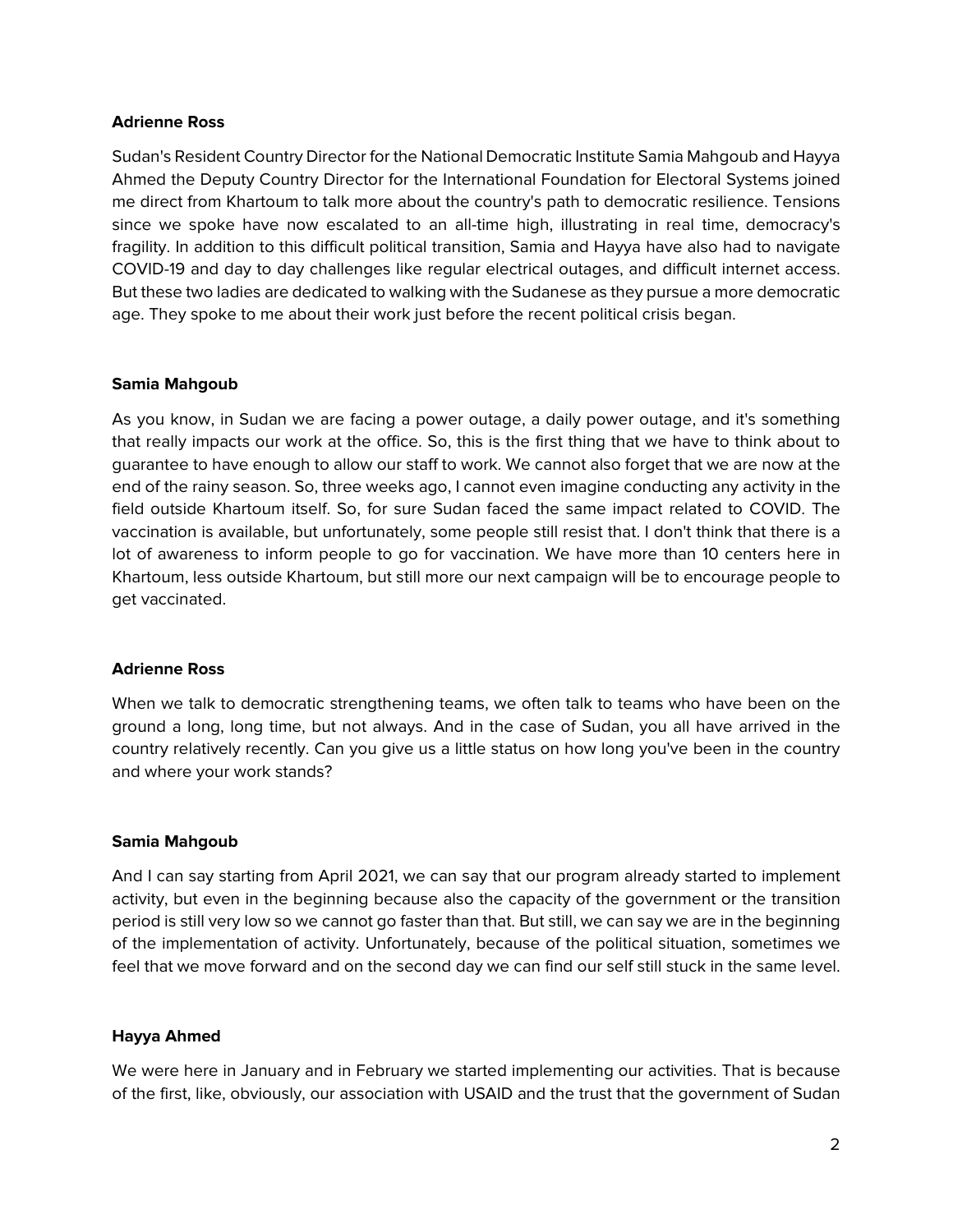**Adrienne Ross**

Sudan's Resident Country Director for the National Democratic Institute Samia Mahgoub and Hayya Ahmed the Deputy Country Director for the International Foundation for Electoral Systems joined me direct from Khartoum to talk more about the country's path to democratic resilience. Tensions since we spoke have now escalated to an all-time high, illustrating in real time, democracy's fragility. In addition to this difficult political transition, Samia and Hayya have also had to navigate COVID-19 and day to day challenges like regular electrical outages, and difficult internet access. But these two ladies are dedicated to walking with the Sudanese as they pursue a more democratic age. They spoke to me about their work just before the recent political crisis began.

**Samia Mahgoub**

As you know, in Sudan we are facing a power outage, a daily power outage, and it's something that really impacts our work at the office. So, this is the first thing that we have to think about to guarantee to have enough to allow our staff to work. We cannot also forget that we are now at the end of the rainy season. So, three weeks ago, I cannot even imagine conducting any activity in the field outside Khartoum itself. So, for sure Sudan faced the same impact related to COVID. The vaccination is available, but unfortunately, some people still resist that. I don't think that there is a lot of awareness to inform people to go for vaccination. We have more than 10 centers here in Khartoum, less outside Khartoum, but still more our next campaign will be to encourage people to get vaccinated.

**Adrienne Ross**

When we talk to democratic strengthening teams, we often talk to teams who have been on the ground a long, long time, but not always. And in the case of Sudan, you all have arrived in the country relatively recently. Can you give us a little status on how long you've been in the country and where your work stands?

**Samia Mahgoub**

And I can say starting from April 2021, we can say that our program already started to implement activity, but even in the beginning because also the capacity of the government or the transition period is still very low so we cannot go faster than that. But still, we can say we are in the beginning of the implementation of activity. Unfortunately, because of the political situation, sometimes we feel that we move forward and on the second day we can find our self still stuck in the same level.

**Hayya Ahmed**

We were here in January and in February we started implementing our activities. That is because of the first, like, obviously, our association with USAID and the trust that the government of Sudan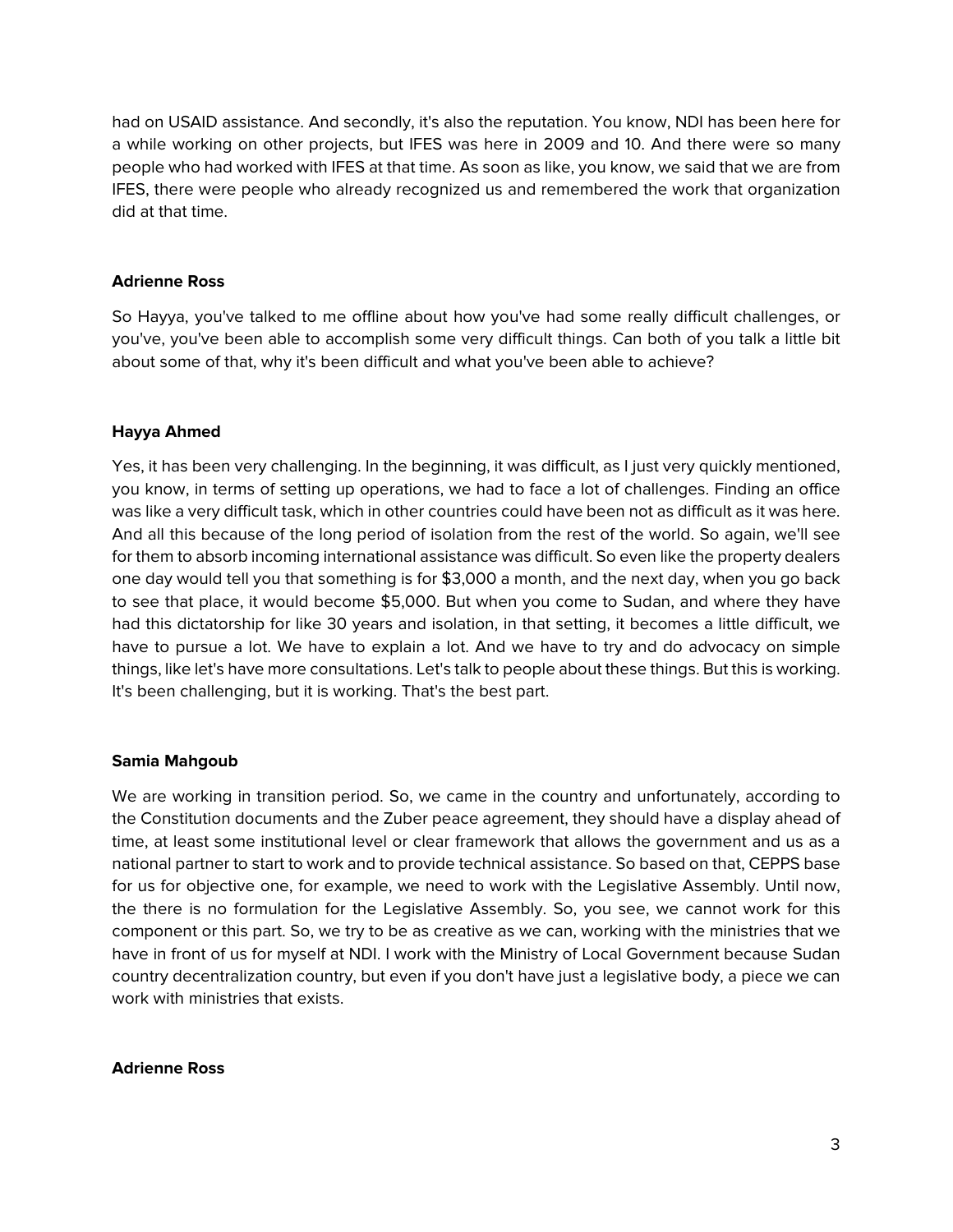had on USAID assistance. And secondly, it's also the reputation. You know, NDI has been here for a while working on other projects, but IFES was here in 2009 and 10. And there were so many people who had worked with IFES at that time. As soon as like, you know, we said that we are from IFES, there were people who already recognized us and remembered the work that organization did at that time.

**Adrienne Ross**

So Hayya, you've talked to me offline about how you've had some really difficult challenges, or you've, you've been able to accomplish some very difficult things. Can both of you talk a little bit about some of that, why it's been difficult and what you've been able to achieve?

**Hayya Ahmed**

Yes, it has been very challenging. In the beginning, it was difficult, as I just very quickly mentioned, you know, in terms of setting up operations, we had to face a lot of challenges. Finding an office was like a very difficult task, which in other countries could have been not as difficult as it was here. And all this because of the long period of isolation from the rest of the world. So again, we'll see for them to absorb incoming international assistance was difficult. So even like the property dealers one day would tell you that something is for $3,000 a month, and the next day, when you go back to see that place, it would become $5,000. But when you come to Sudan, and where they have had this dictatorship for like 30 years and isolation, in that setting, it becomes a little difficult, we have to pursue a lot. We have to explain a lot. And we have to try and do advocacy on simple things, like let's have more consultations. Let's talk to people about these things. But this is working. It's been challenging, but it is working. That's the best part.

**Samia Mahgoub**

We are working in transition period. So, we came in the country and unfortunately, according to the Constitution documents and the Zuber peace agreement, they should have a display ahead of time, at least some institutional level or clear framework that allows the government and us as a national partner to start to work and to provide technical assistance. So based on that, CEPPS base for us for objective one, for example, we need to work with the Legislative Assembly. Until now, the there is no formulation for the Legislative Assembly. So, you see, we cannot work for this component or this part. So, we try to be as creative as we can, working with the ministries that we have in front of us for myself at NDI. I work with the Ministry of Local Government because Sudan country decentralization country, but even if you don't have just a legislative body, a piece we can work with ministries that exists.

**Adrienne Ross**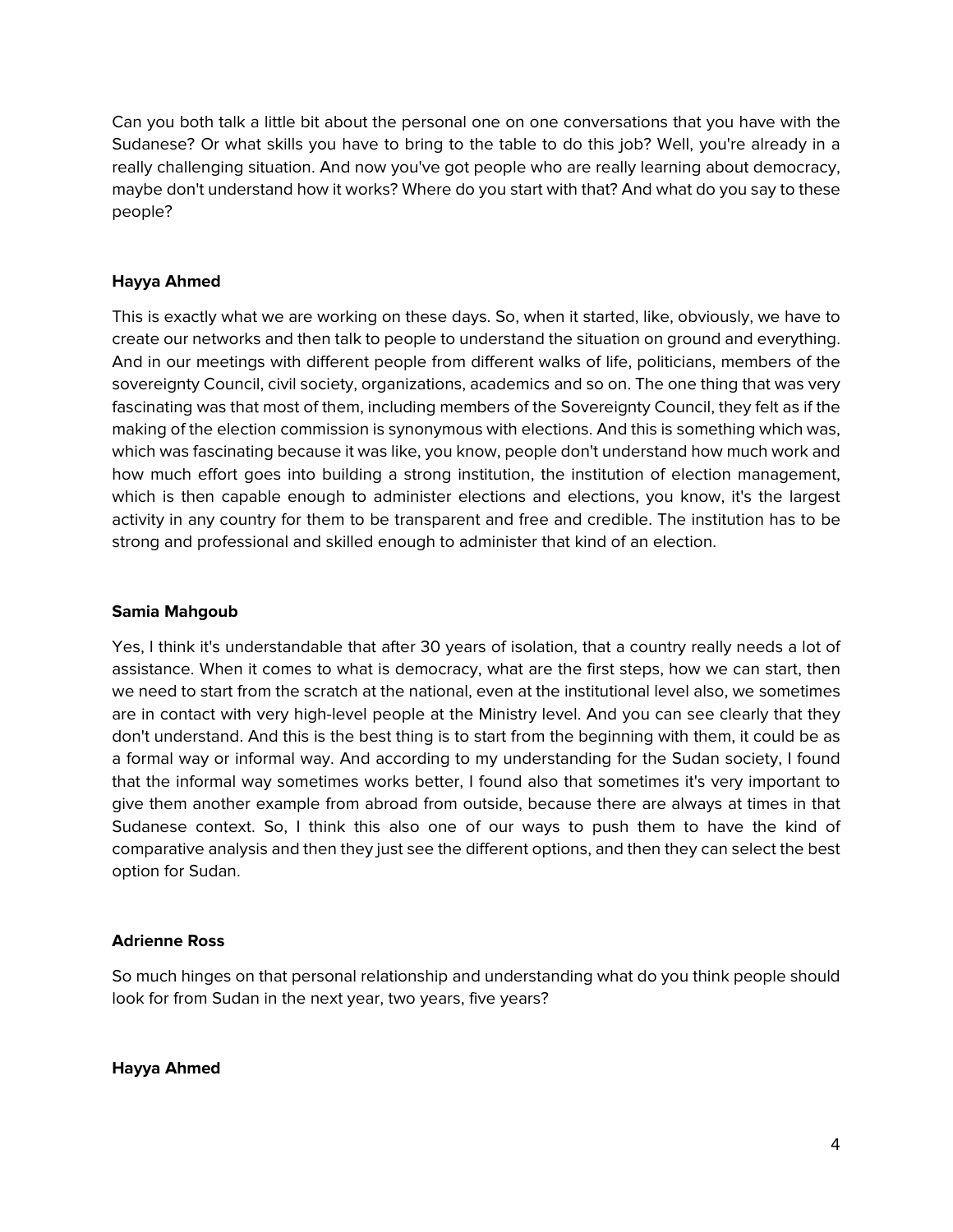Can you both talk a little bit about the personal one on one conversations that you have with the Sudanese? Or what skills you have to bring to the table to do this job? Well, you're already in a really challenging situation. And now you've got people who are really learning about democracy, maybe don't understand how it works? Where do you start with that? And what do you say to these people?

**Hayya Ahmed**

This is exactly what we are working on these days. So, when it started, like, obviously, we have to create our networks and then talk to people to understand the situation on ground and everything. And in our meetings with different people from different walks of life, politicians, members of the sovereignty Council, civil society, organizations, academics and so on. The one thing that was very fascinating was that most of them, including members of the Sovereignty Council, they felt as if the making of the election commission is synonymous with elections. And this is something which was, which was fascinating because it was like, you know, people don't understand how much work and how much effort goes into building a strong institution, the institution of election management, which is then capable enough to administer elections and elections, you know, it's the largest activity in any country for them to be transparent and free and credible. The institution has to be strong and professional and skilled enough to administer that kind of an election.

**Samia Mahgoub**

Yes, I think it's understandable that after 30 years of isolation, that a country really needs a lot of assistance. When it comes to what is democracy, what are the first steps, how we can start, then we need to start from the scratch at the national, even at the institutional level also, we sometimes are in contact with very high-level people at the Ministry level. And you can see clearly that they don't understand. And this is the best thing is to start from the beginning with them, it could be as a formal way or informal way. And according to my understanding for the Sudan society, I found that the informal way sometimes works better, I found also that sometimes it's very important to give them another example from abroad from outside, because there are always at times in that Sudanese context. So, I think this also one of our ways to push them to have the kind of comparative analysis and then they just see the different options, and then they can select the best option for Sudan.

**Adrienne Ross**

So much hinges on that personal relationship and understanding what do you think people should look for from Sudan in the next year, two years, five years?

**Hayya Ahmed**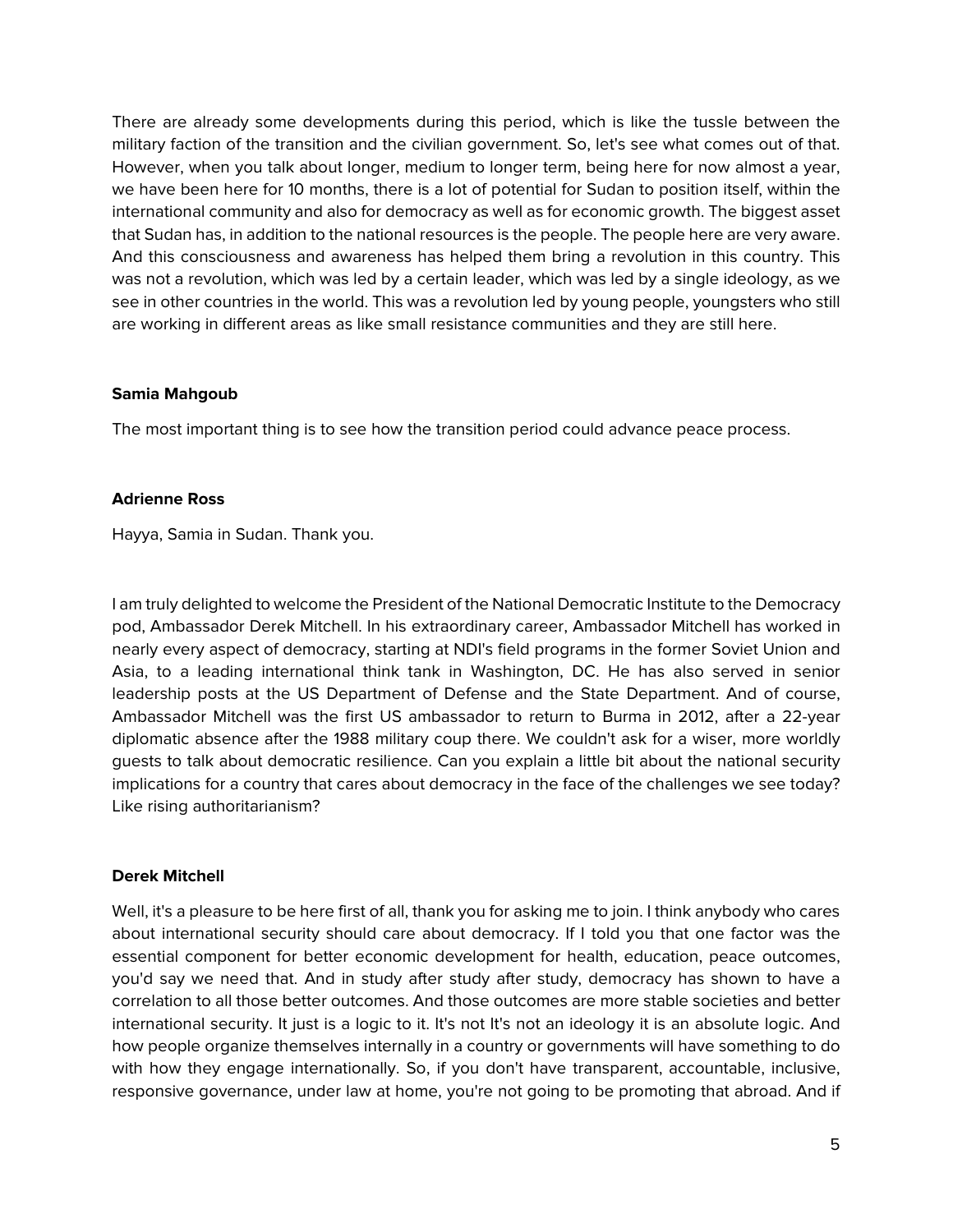There are already some developments during this period, which is like the tussle between the military faction of the transition and the civilian government. So, let's see what comes out of that. However, when you talk about longer, medium to longer term, being here for now almost a year, we have been here for 10 months, there is a lot of potential for Sudan to position itself, within the international community and also for democracy as well as for economic growth. The biggest asset that Sudan has, in addition to the national resources is the people. The people here are very aware. And this consciousness and awareness has helped them bring a revolution in this country. This was not a revolution, which was led by a certain leader, which was led by a single ideology, as we see in other countries in the world. This was a revolution led by young people, youngsters who still are working in different areas as like small resistance communities and they are still here.

**Samia Mahgoub**

The most important thing is to see how the transition period could advance peace process.

**Adrienne Ross**

Hayya, Samia in Sudan. Thank you.

I am truly delighted to welcome the President of the National Democratic Institute to the Democracy pod, Ambassador Derek Mitchell. In his extraordinary career, Ambassador Mitchell has worked in nearly every aspect of democracy, starting at NDI's field programs in the former Soviet Union and Asia, to a leading international think tank in Washington, DC. He has also served in senior leadership posts at the US Department of Defense and the State Department. And of course, Ambassador Mitchell was the first US ambassador to return to Burma in 2012, after a 22-year diplomatic absence after the 1988 military coup there. We couldn't ask for a wiser, more worldly guests to talk about democratic resilience. Can you explain a little bit about the national security implications for a country that cares about democracy in the face of the challenges we see today? Like rising authoritarianism?

**Derek Mitchell**

Well, it's a pleasure to be here first of all, thank you for asking me to join. I think anybody who cares about international security should care about democracy. If I told you that one factor was the essential component for better economic development for health, education, peace outcomes, you'd say we need that. And in study after study after study, democracy has shown to have a correlation to all those better outcomes. And those outcomes are more stable societies and better international security. It just is a logic to it. It's not It's not an ideology it is an absolute logic. And how people organize themselves internally in a country or governments will have something to do with how they engage internationally. So, if you don't have transparent, accountable, inclusive, responsive governance, under law at home, you're not going to be promoting that abroad. And if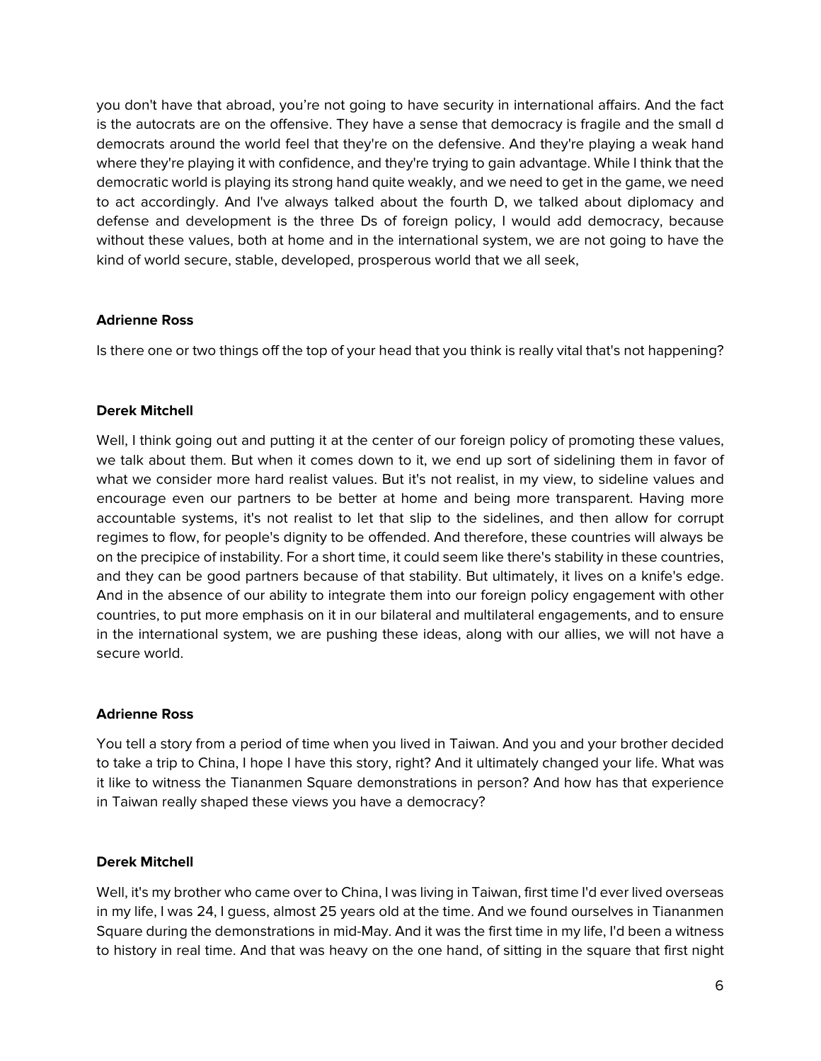you don't have that abroad, you're not going to have security in international affairs. And the fact is the autocrats are on the offensive. They have a sense that democracy is fragile and the small d democrats around the world feel that they're on the defensive. And they're playing a weak hand where they're playing it with confidence, and they're trying to gain advantage. While I think that the democratic world is playing its strong hand quite weakly, and we need to get in the game, we need to act accordingly. And I've always talked about the fourth D, we talked about diplomacy and defense and development is the three Ds of foreign policy, I would add democracy, because without these values, both at home and in the international system, we are not going to have the kind of world secure, stable, developed, prosperous world that we all seek,

**Adrienne Ross**

Is there one or two things off the top of your head that you think is really vital that's not happening?

**Derek Mitchell**

Well, I think going out and putting it at the center of our foreign policy of promoting these values, we talk about them. But when it comes down to it, we end up sort of sidelining them in favor of what we consider more hard realist values. But it's not realist, in my view, to sideline values and encourage even our partners to be better at home and being more transparent. Having more accountable systems, it's not realist to let that slip to the sidelines, and then allow for corrupt regimes to flow, for people's dignity to be offended. And therefore, these countries will always be on the precipice of instability. For a short time, it could seem like there's stability in these countries, and they can be good partners because of that stability. But ultimately, it lives on a knife's edge. And in the absence of our ability to integrate them into our foreign policy engagement with other countries, to put more emphasis on it in our bilateral and multilateral engagements, and to ensure in the international system, we are pushing these ideas, along with our allies, we will not have a secure world.

**Adrienne Ross**

You tell a story from a period of time when you lived in Taiwan. And you and your brother decided to take a trip to China, I hope I have this story, right? And it ultimately changed your life. What was it like to witness the Tiananmen Square demonstrations in person? And how has that experience in Taiwan really shaped these views you have a democracy?

**Derek Mitchell**

Well, it's my brother who came over to China, I was living in Taiwan, first time I'd ever lived overseas in my life, I was 24, I guess, almost 25 years old at the time. And we found ourselves in Tiananmen Square during the demonstrations in mid-May. And it was the first time in my life, I'd been a witness to history in real time. And that was heavy on the one hand, of sitting in the square that first night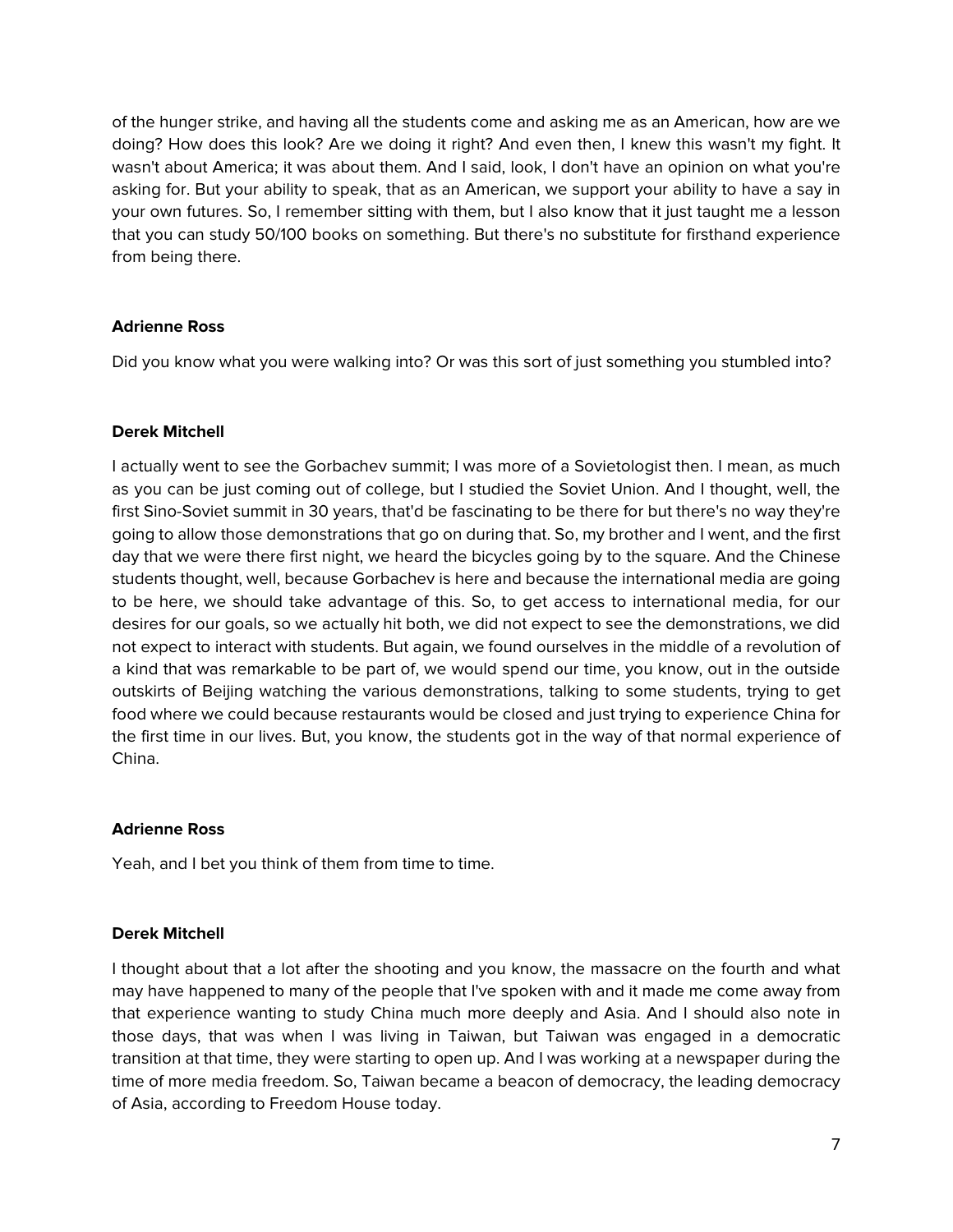of the hunger strike, and having all the students come and asking me as an American, how are we doing? How does this look? Are we doing it right? And even then, I knew this wasn't my fight. It wasn't about America; it was about them. And I said, look, I don't have an opinion on what you're asking for. But your ability to speak, that as an American, we support your ability to have a say in your own futures. So, I remember sitting with them, but I also know that it just taught me a lesson that you can study 50/100 books on something. But there's no substitute for firsthand experience from being there.

**Adrienne Ross**

Did you know what you were walking into? Or was this sort of just something you stumbled into?

**Derek Mitchell**

I actually went to see the Gorbachev summit; I was more of a Sovietologist then. I mean, as much as you can be just coming out of college, but I studied the Soviet Union. And I thought, well, the first Sino-Soviet summit in 30 years, that'd be fascinating to be there for but there's no way they're going to allow those demonstrations that go on during that. So, my brother and I went, and the first day that we were there first night, we heard the bicycles going by to the square. And the Chinese students thought, well, because Gorbachev is here and because the international media are going to be here, we should take advantage of this. So, to get access to international media, for our desires for our goals, so we actually hit both, we did not expect to see the demonstrations, we did not expect to interact with students. But again, we found ourselves in the middle of a revolution of a kind that was remarkable to be part of, we would spend our time, you know, out in the outside outskirts of Beijing watching the various demonstrations, talking to some students, trying to get food where we could because restaurants would be closed and just trying to experience China for the first time in our lives. But, you know, the students got in the way of that normal experience of China.

**Adrienne Ross**

Yeah, and I bet you think of them from time to time.

**Derek Mitchell**

I thought about that a lot after the shooting and you know, the massacre on the fourth and what may have happened to many of the people that I've spoken with and it made me come away from that experience wanting to study China much more deeply and Asia. And I should also note in those days, that was when I was living in Taiwan, but Taiwan was engaged in a democratic transition at that time, they were starting to open up. And I was working at a newspaper during the time of more media freedom. So, Taiwan became a beacon of democracy, the leading democracy of Asia, according to Freedom House today.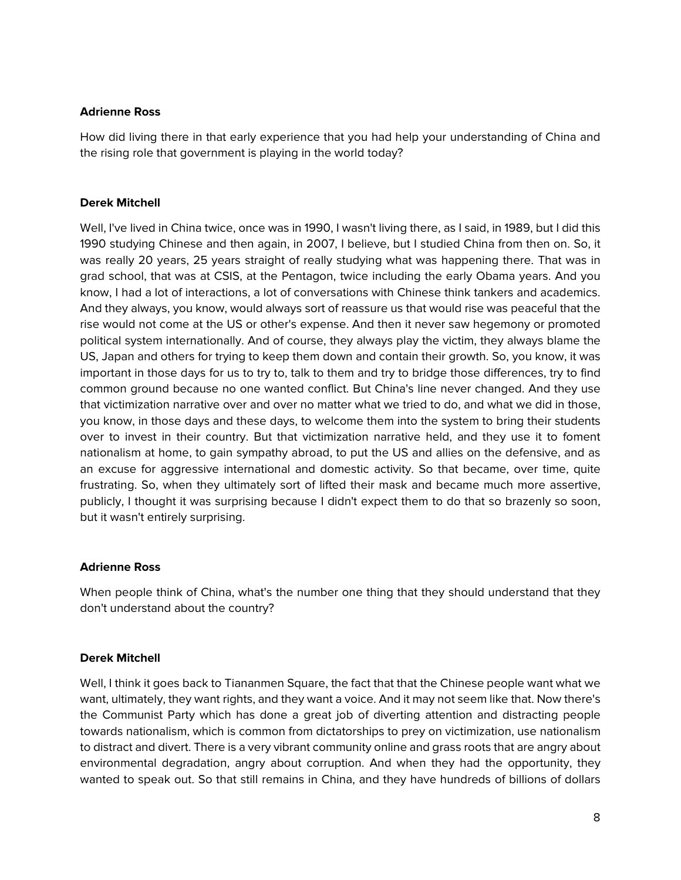**Adrienne Ross**

How did living there in that early experience that you had help your understanding of China and the rising role that government is playing in the world today?

**Derek Mitchell**

Well, I've lived in China twice, once was in 1990, I wasn't living there, as I said, in 1989, but I did this 1990 studying Chinese and then again, in 2007, I believe, but I studied China from then on. So, it was really 20 years, 25 years straight of really studying what was happening there. That was in grad school, that was at CSIS, at the Pentagon, twice including the early Obama years. And you know, I had a lot of interactions, a lot of conversations with Chinese think tankers and academics. And they always, you know, would always sort of reassure us that would rise was peaceful that the rise would not come at the US or other's expense. And then it never saw hegemony or promoted political system internationally. And of course, they always play the victim, they always blame the US, Japan and others for trying to keep them down and contain their growth. So, you know, it was important in those days for us to try to, talk to them and try to bridge those differences, try to find common ground because no one wanted conflict. But China's line never changed. And they use that victimization narrative over and over no matter what we tried to do, and what we did in those, you know, in those days and these days, to welcome them into the system to bring their students over to invest in their country. But that victimization narrative held, and they use it to foment nationalism at home, to gain sympathy abroad, to put the US and allies on the defensive, and as an excuse for aggressive international and domestic activity. So that became, over time, quite frustrating. So, when they ultimately sort of lifted their mask and became much more assertive, publicly, I thought it was surprising because I didn't expect them to do that so brazenly so soon, but it wasn't entirely surprising.

**Adrienne Ross**

When people think of China, what's the number one thing that they should understand that they don't understand about the country?

**Derek Mitchell**

Well, I think it goes back to Tiananmen Square, the fact that that the Chinese people want what we want, ultimately, they want rights, and they want a voice. And it may not seem like that. Now there's the Communist Party which has done a great job of diverting attention and distracting people towards nationalism, which is common from dictatorships to prey on victimization, use nationalism to distract and divert. There is a very vibrant community online and grass roots that are angry about environmental degradation, angry about corruption. And when they had the opportunity, they wanted to speak out. So that still remains in China, and they have hundreds of billions of dollars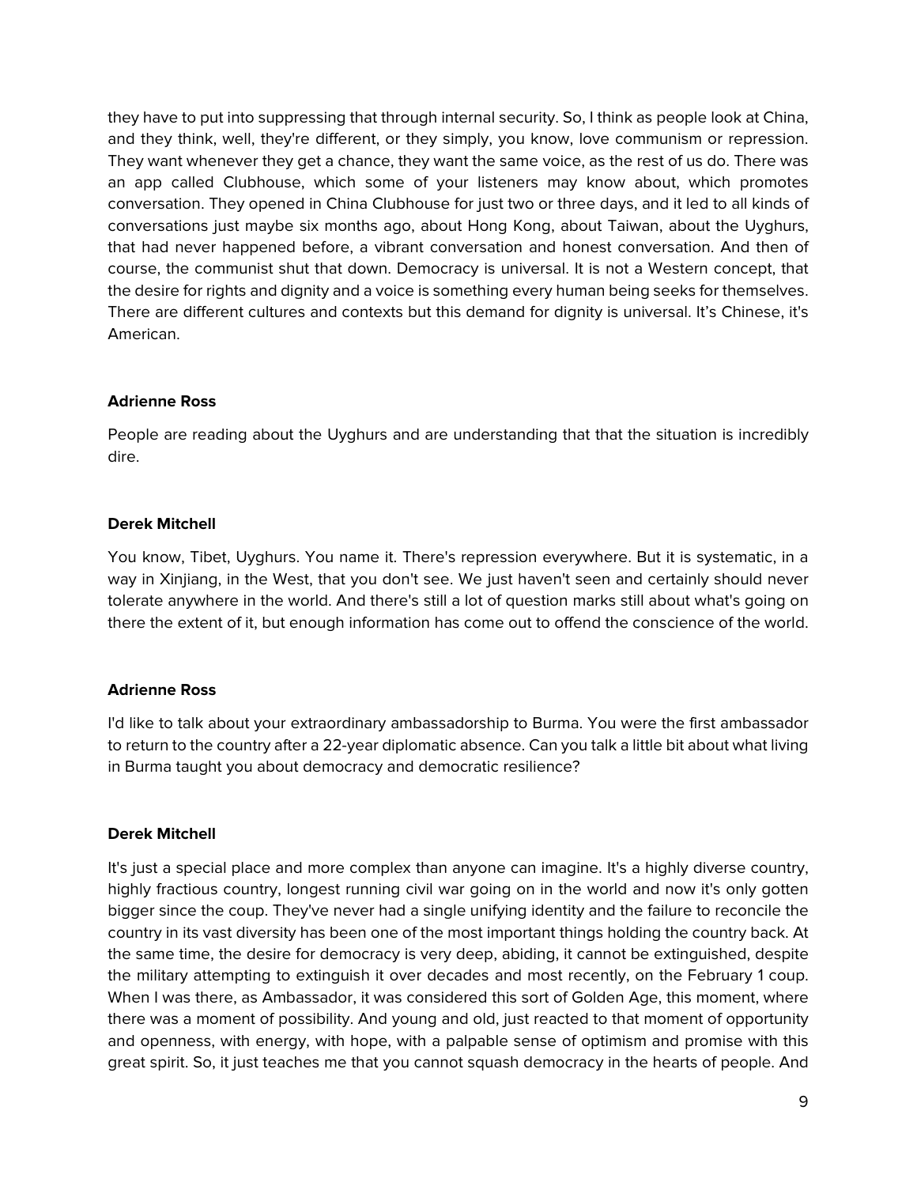they have to put into suppressing that through internal security. So, I think as people look at China, and they think, well, they're different, or they simply, you know, love communism or repression. They want whenever they get a chance, they want the same voice, as the rest of us do. There was an app called Clubhouse, which some of your listeners may know about, which promotes conversation. They opened in China Clubhouse for just two or three days, and it led to all kinds of conversations just maybe six months ago, about Hong Kong, about Taiwan, about the Uyghurs, that had never happened before, a vibrant conversation and honest conversation. And then of course, the communist shut that down. Democracy is universal. It is not a Western concept, that the desire for rights and dignity and a voice is something every human being seeks for themselves. There are different cultures and contexts but this demand for dignity is universal. It's Chinese, it's American.

**Adrienne Ross**

People are reading about the Uyghurs and are understanding that that the situation is incredibly dire.

**Derek Mitchell**

You know, Tibet, Uyghurs. You name it. There's repression everywhere. But it is systematic, in a way in Xinjiang, in the West, that you don't see. We just haven't seen and certainly should never tolerate anywhere in the world. And there's still a lot of question marks still about what's going on there the extent of it, but enough information has come out to offend the conscience of the world.

**Adrienne Ross**

I'd like to talk about your extraordinary ambassadorship to Burma. You were the first ambassador to return to the country after a 22-year diplomatic absence. Can you talk a little bit about what living in Burma taught you about democracy and democratic resilience?

**Derek Mitchell**

It's just a special place and more complex than anyone can imagine. It's a highly diverse country, highly fractious country, longest running civil war going on in the world and now it's only gotten bigger since the coup. They've never had a single unifying identity and the failure to reconcile the country in its vast diversity has been one of the most important things holding the country back. At the same time, the desire for democracy is very deep, abiding, it cannot be extinguished, despite the military attempting to extinguish it over decades and most recently, on the February 1 coup. When I was there, as Ambassador, it was considered this sort of Golden Age, this moment, where there was a moment of possibility. And young and old, just reacted to that moment of opportunity and openness, with energy, with hope, with a palpable sense of optimism and promise with this great spirit. So, it just teaches me that you cannot squash democracy in the hearts of people. And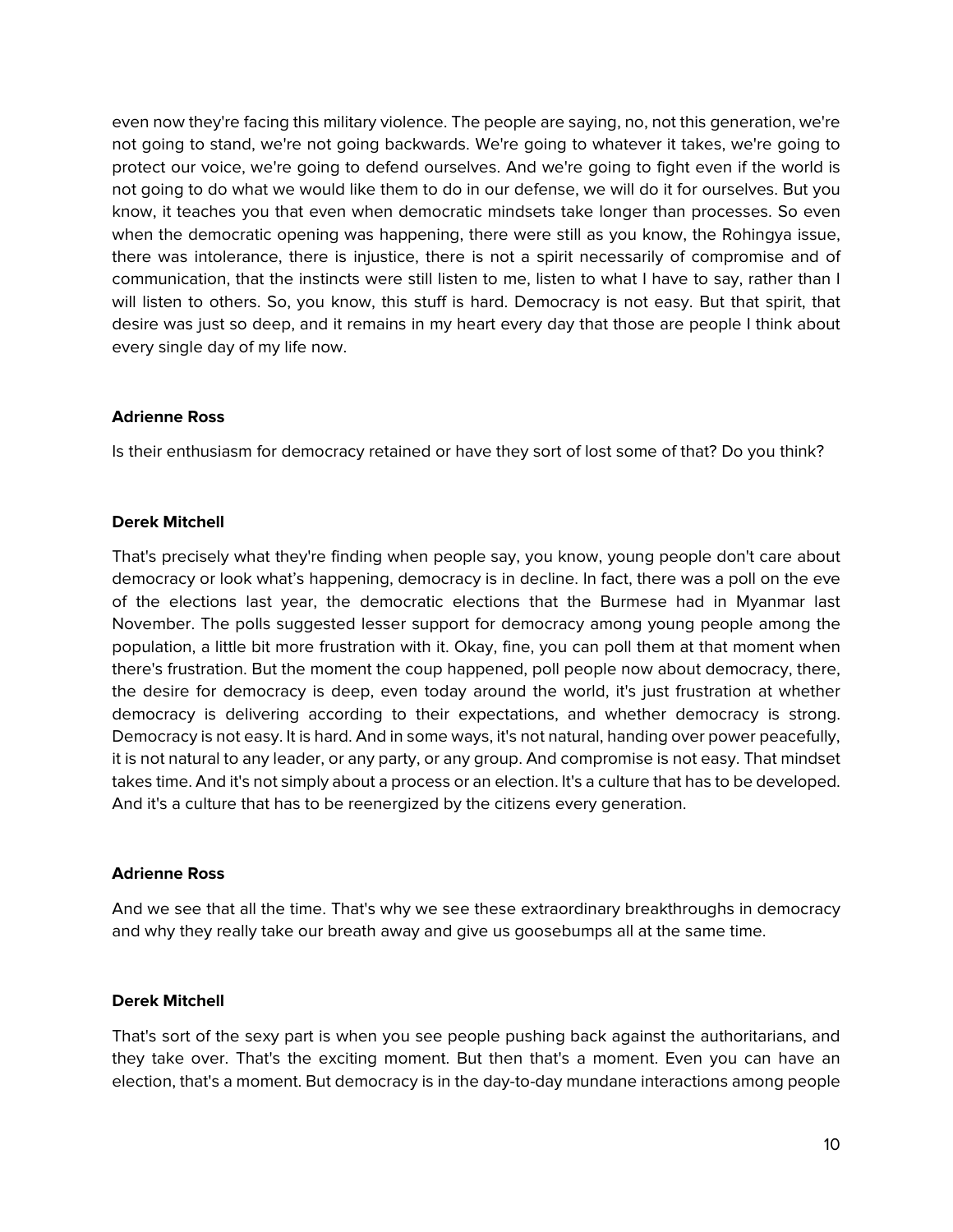even now they're facing this military violence. The people are saying, no, not this generation, we're not going to stand, we're not going backwards. We're going to whatever it takes, we're going to protect our voice, we're going to defend ourselves. And we're going to fight even if the world is not going to do what we would like them to do in our defense, we will do it for ourselves. But you know, it teaches you that even when democratic mindsets take longer than processes. So even when the democratic opening was happening, there were still as you know, the Rohingya issue, there was intolerance, there is injustice, there is not a spirit necessarily of compromise and of communication, that the instincts were still listen to me, listen to what I have to say, rather than I will listen to others. So, you know, this stuff is hard. Democracy is not easy. But that spirit, that desire was just so deep, and it remains in my heart every day that those are people I think about every single day of my life now.

**Adrienne Ross**

Is their enthusiasm for democracy retained or have they sort of lost some of that? Do you think?

**Derek Mitchell**

That's precisely what they're finding when people say, you know, young people don't care about democracy or look what's happening, democracy is in decline. In fact, there was a poll on the eve of the elections last year, the democratic elections that the Burmese had in Myanmar last November. The polls suggested lesser support for democracy among young people among the population, a little bit more frustration with it. Okay, fine, you can poll them at that moment when there's frustration. But the moment the coup happened, poll people now about democracy, there, the desire for democracy is deep, even today around the world, it's just frustration at whether democracy is delivering according to their expectations, and whether democracy is strong. Democracy is not easy. It is hard. And in some ways, it's not natural, handing over power peacefully, it is not natural to any leader, or any party, or any group. And compromise is not easy. That mindset takes time. And it's not simply about a process or an election. It's a culture that has to be developed. And it's a culture that has to be reenergized by the citizens every generation.

**Adrienne Ross**

And we see that all the time. That's why we see these extraordinary breakthroughs in democracy and why they really take our breath away and give us goosebumps all at the same time.

**Derek Mitchell**

That's sort of the sexy part is when you see people pushing back against the authoritarians, and they take over. That's the exciting moment. But then that's a moment. Even you can have an election, that's a moment. But democracy is in the day-to-day mundane interactions among people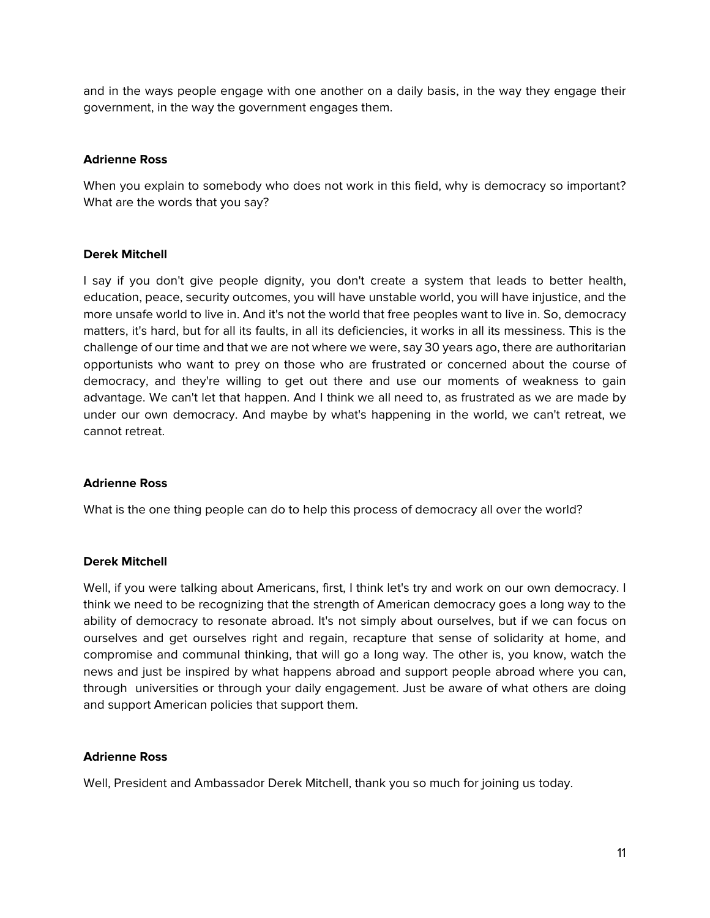and in the ways people engage with one another on a daily basis, in the way they engage their government, in the way the government engages them.

**Adrienne Ross**

When you explain to somebody who does not work in this field, why is democracy so important? What are the words that you say?

**Derek Mitchell**

I say if you don't give people dignity, you don't create a system that leads to better health, education, peace, security outcomes, you will have unstable world, you will have injustice, and the more unsafe world to live in. And it's not the world that free peoples want to live in. So, democracy matters, it's hard, but for all its faults, in all its deficiencies, it works in all its messiness. This is the challenge of our time and that we are not where we were, say 30 years ago, there are authoritarian opportunists who want to prey on those who are frustrated or concerned about the course of democracy, and they're willing to get out there and use our moments of weakness to gain advantage. We can't let that happen. And I think we all need to, as frustrated as we are made by under our own democracy. And maybe by what's happening in the world, we can't retreat, we cannot retreat.

**Adrienne Ross**

What is the one thing people can do to help this process of democracy all over the world?

**Derek Mitchell**

Well, if you were talking about Americans, first, I think let's try and work on our own democracy. I think we need to be recognizing that the strength of American democracy goes a long way to the ability of democracy to resonate abroad. It's not simply about ourselves, but if we can focus on ourselves and get ourselves right and regain, recapture that sense of solidarity at home, and compromise and communal thinking, that will go a long way. The other is, you know, watch the news and just be inspired by what happens abroad and support people abroad where you can, through universities or through your daily engagement. Just be aware of what others are doing and support American policies that support them.

**Adrienne Ross**

Well, President and Ambassador Derek Mitchell, thank you so much for joining us today.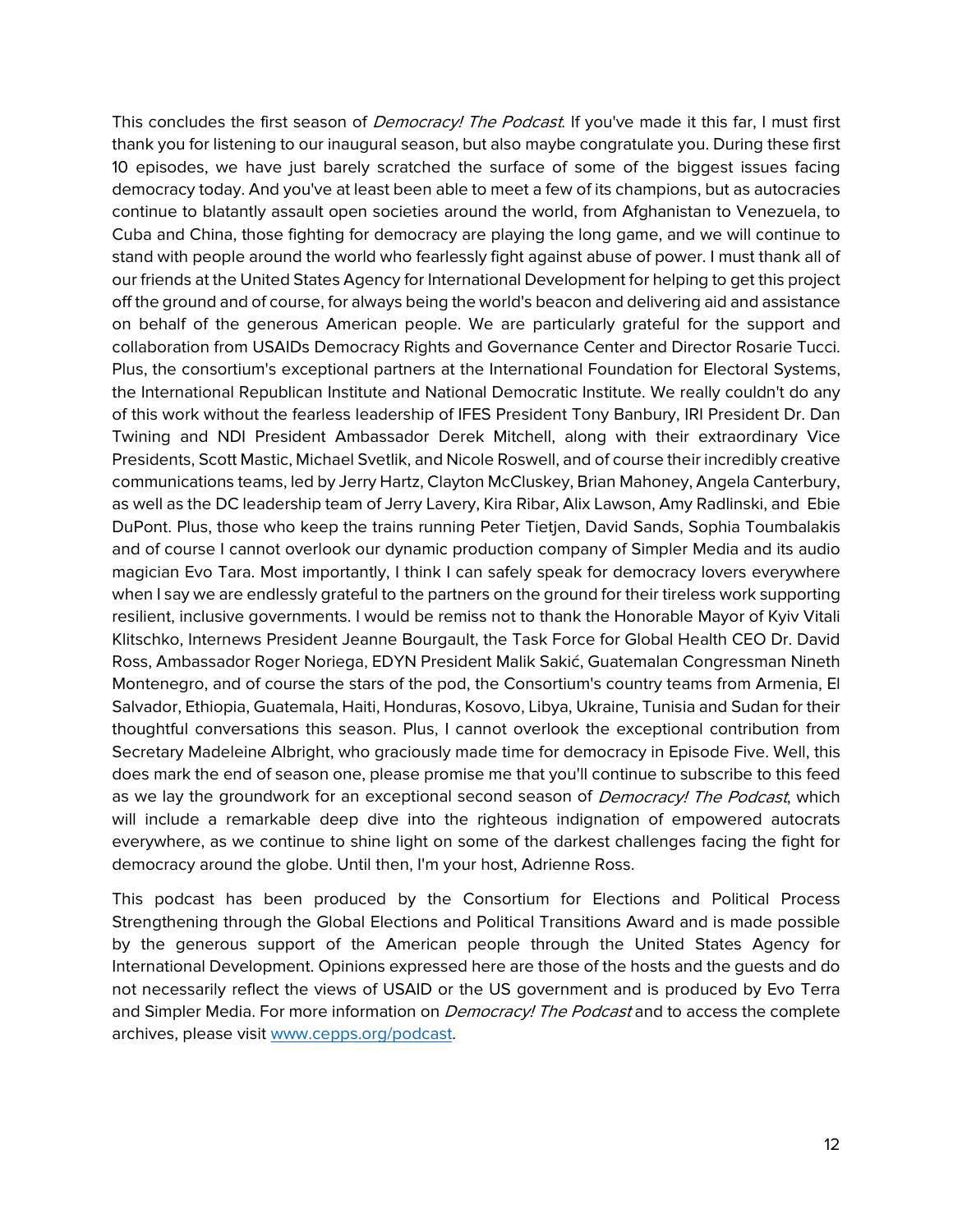This concludes the first season of *Democracy! The Podcast*. If you've made it this far, I must first thank you for listening to our inaugural season, but also maybe congratulate you. During these first 10 episodes, we have just barely scratched the surface of some of the biggest issues facing democracy today. And you've at least been able to meet a few of its champions, but as autocracies continue to blatantly assault open societies around the world, from Afghanistan to Venezuela, to Cuba and China, those fighting for democracy are playing the long game, and we will continue to stand with people around the world who fearlessly fight against abuse of power. I must thank all of our friends at the United States Agency for International Development for helping to get this project off the ground and of course, for always being the world's beacon and delivering aid and assistance on behalf of the generous American people. We are particularly grateful for the support and collaboration from USAIDs Democracy Rights and Governance Center and Director Rosarie Tucci. Plus, the consortium's exceptional partners at the International Foundation for Electoral Systems, the International Republican Institute and National Democratic Institute. We really couldn't do any of this work without the fearless leadership of IFES President Tony Banbury, IRI President Dr. Dan Twining and NDI President Ambassador Derek Mitchell, along with their extraordinary Vice Presidents, Scott Mastic, Michael Svetlik, and Nicole Roswell, and of course their incredibly creative communications teams, led by Jerry Hartz, Clayton McCluskey, Brian Mahoney, Angela Canterbury, as well as the DC leadership team of Jerry Lavery, Kira Ribar, Alix Lawson, Amy Radlinski, and Ebie DuPont. Plus, those who keep the trains running Peter Tietjen, David Sands, Sophia Toumbalakis and of course I cannot overlook our dynamic production company of Simpler Media and its audio magician Evo Tara. Most importantly, I think I can safely speak for democracy lovers everywhere when I say we are endlessly grateful to the partners on the ground for their tireless work supporting resilient, inclusive governments. I would be remiss not to thank the Honorable Mayor of Kyiv Vitali Klitschko, Internews President Jeanne Bourgault, the Task Force for Global Health CEO Dr. David Ross, Ambassador Roger Noriega, EDYN President Malik Sakić, Guatemalan Congressman Nineth Montenegro, and of course the stars of the pod, the Consortium's country teams from Armenia, El Salvador, Ethiopia, Guatemala, Haiti, Honduras, Kosovo, Libya, Ukraine, Tunisia and Sudan for their thoughtful conversations this season. Plus, I cannot overlook the exceptional contribution from Secretary Madeleine Albright, who graciously made time for democracy in Episode Five. Well, this does mark the end of season one, please promise me that you'll continue to subscribe to this feed as we lay the groundwork for an exceptional second season of *Democracy! The Podcast*, which will include a remarkable deep dive into the righteous indignation of empowered autocrats everywhere, as we continue to shine light on some of the darkest challenges facing the fight for democracy around the globe. Until then, I'm your host, Adrienne Ross.

This podcast has been produced by the Consortium for Elections and Political Process Strengthening through the Global Elections and Political Transitions Award and is made possible by the generous support of the American people through the United States Agency for International Development. Opinions expressed here are those of the hosts and the guests and do not necessarily reflect the views of USAID or the US government and is produced by Evo Terra and Simpler Media. For more information on *Democracy! The Podcast* and to access the complete archives, please visit [www.cepps.org/podcast](http://www.cepps.org/podcast).